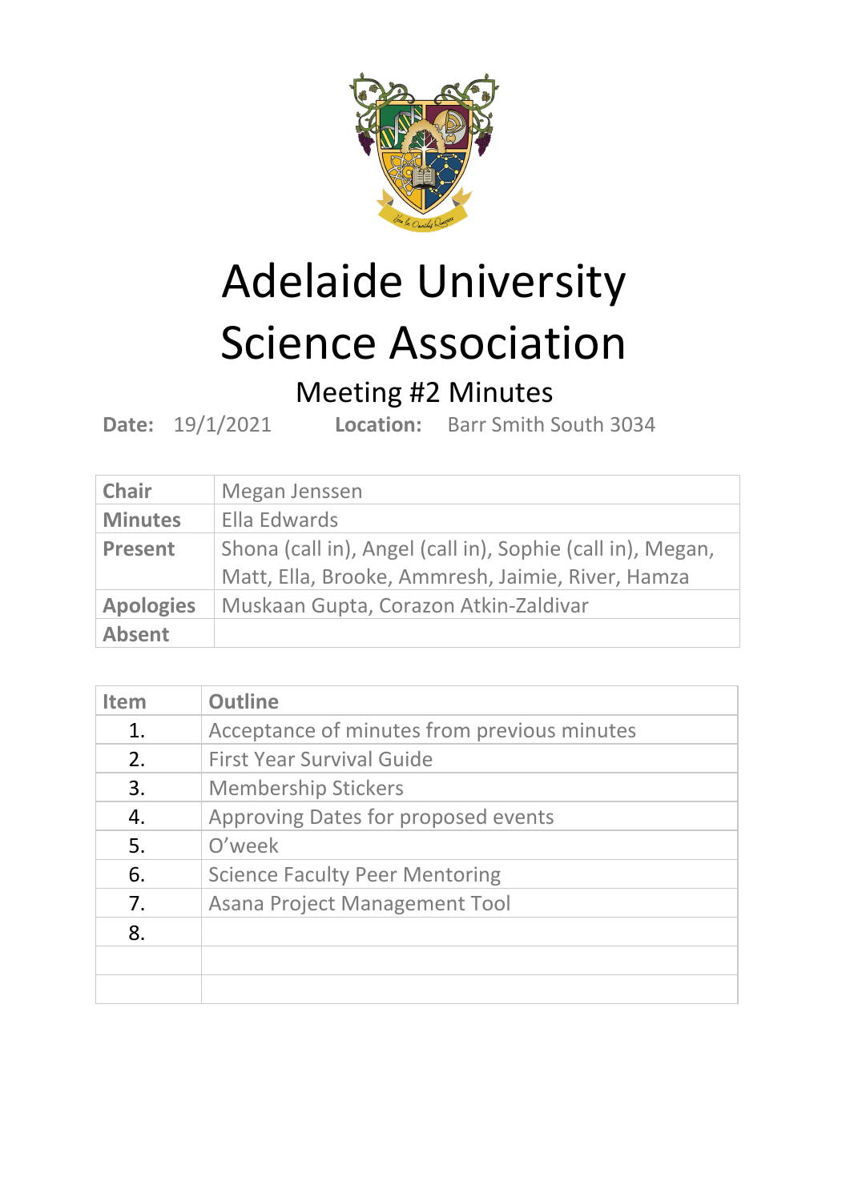# Adelaide University Science Association

## Meeting #2 Minutes

**Date:** 19/1/2021 **Location:** Barr Smith South 3034

| | |
|---|---|
| **Chair** | Megan Jenssen |
| **Minutes** | Ella Edwards |
| **Present** | Shona (call in), Angel (call in), Sophie (call in), Megan, Matt, Ella, Brooke, Ammresh, Jaimie, River, Hamza |
| **Apologies** | Muskaan Gupta, Corazon Atkin-Zaldivar |
| **Absent** | |

| Item | Outline |
|---|---|
| 1. | Acceptance of minutes from previous minutes |
| 2. | First Year Survival Guide |
| 3. | Membership Stickers |
| 4. | Approving Dates for proposed events |
| 5. | O'week |
| 6. | Science Faculty Peer Mentoring |
| 7. | Asana Project Management Tool |
| 8. | |
| | |
| | |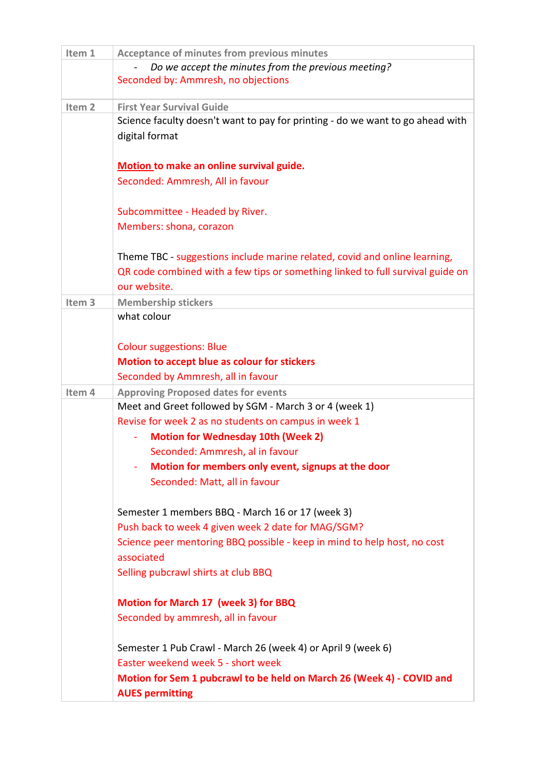| Item 1 | Acceptance of minutes from previous minutes |
| --- | --- |
| | - *Do we accept the minutes from the previous meeting?*<br>Seconded by: Ammresh, no objections |
| Item 2 | First Year Survival Guide |
| | Science faculty doesn't want to pay for printing - do we want to go ahead with digital format<br><br>**Motion to make an online survival guide.**<br>Seconded: Ammresh, All in favour<br><br>Subcommittee - Headed by River.<br>Members: shona, corazon<br><br>Theme TBC - suggestions include marine related, covid and online learning, QR code combined with a few tips or something linked to full survival guide on our website. |
| Item 3 | Membership stickers |
| | what colour<br><br>Colour suggestions: Blue<br>**Motion to accept blue as colour for stickers**<br>Seconded by Ammresh, all in favour |
| Item 4 | Approving Proposed dates for events |
| | Meet and Greet followed by SGM - March 3 or 4 (week 1)<br>Revise for week 2 as no students on campus in week 1<br>- **Motion for Wednesday 10th (Week 2)**<br>Seconded: Ammresh, al in favour<br>- **Motion for members only event, signups at the door**<br>Seconded: Matt, all in favour<br><br>Semester 1 members BBQ - March 16 or 17 (week 3)<br>Push back to week 4 given week 2 date for MAG/SGM?<br>Science peer mentoring BBQ possible - keep in mind to help host, no cost associated<br>Selling pubcrawl shirts at club BBQ<br><br>**Motion for March 17 (week 3) for BBQ**<br>Seconded by ammresh, all in favour<br><br>Semester 1 Pub Crawl - March 26 (week 4) or April 9 (week 6)<br>Easter weekend week 5 - short week<br>**Motion for Sem 1 pubcrawl to be held on March 26 (Week 4) - COVID and AUES permitting** |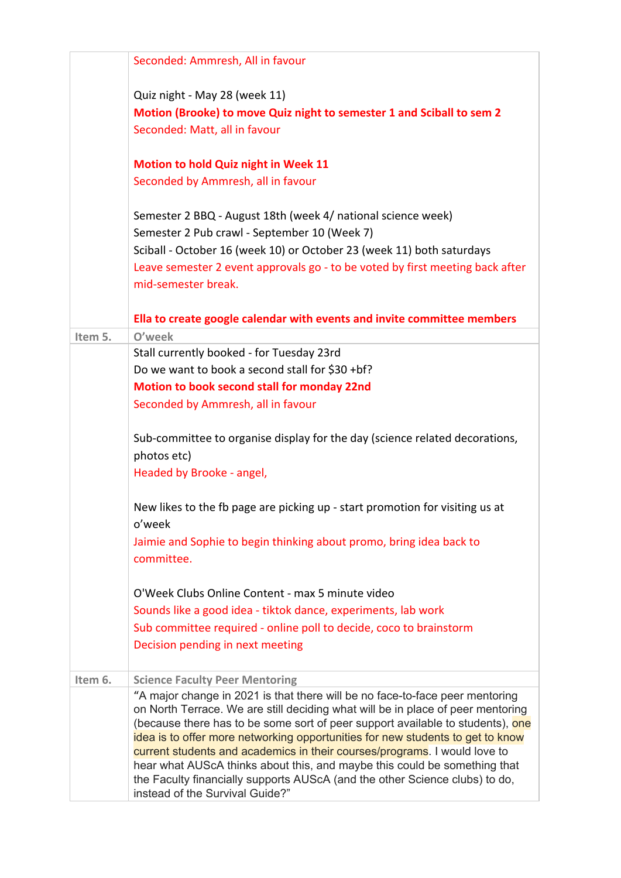| | |
|---|---|
| | Seconded: Ammresh, All in favour<br><br>Quiz night - May 28 (week 11)<br>**Motion (Brooke) to move Quiz night to semester 1 and Sciball to sem 2**<br>Seconded: Matt, all in favour<br><br>**Motion to hold Quiz night in Week 11**<br>Seconded by Ammresh, all in favour<br><br>Semester 2 BBQ - August 18th (week 4/ national science week)<br>Semester 2 Pub crawl - September 10 (Week 7)<br>Sciball - October 16 (week 10) or October 23 (week 11) both saturdays<br>Leave semester 2 event approvals go - to be voted by first meeting back after mid-semester break.<br><br>**Ella to create google calendar with events and invite committee members** |
| **Item 5.** | **O'week** |
| | Stall currently booked - for Tuesday 23rd<br>Do we want to book a second stall for $30 +bf?<br>**Motion to book second stall for monday 22nd**<br>Seconded by Ammresh, all in favour<br><br>Sub-committee to organise display for the day (science related decorations, photos etc)<br>Headed by Brooke - angel,<br><br>New likes to the fb page are picking up - start promotion for visiting us at o'week<br>Jaimie and Sophie to begin thinking about promo, bring idea back to committee.<br><br>O'Week Clubs Online Content - max 5 minute video<br>Sounds like a good idea - tiktok dance, experiments, lab work<br>Sub committee required - online poll to decide, coco to brainstorm<br>Decision pending in next meeting |
| **Item 6.** | **Science Faculty Peer Mentoring** |
| | "A major change in 2021 is that there will be no face-to-face peer mentoring on North Terrace. We are still deciding what will be in place of peer mentoring (because there has to be some sort of peer support available to students), one idea is to offer more networking opportunities for new students to get to know current students and academics in their courses/programs. I would love to hear what AUScA thinks about this, and maybe this could be something that the Faculty financially supports AUScA (and the other Science clubs) to do, instead of the Survival Guide?" |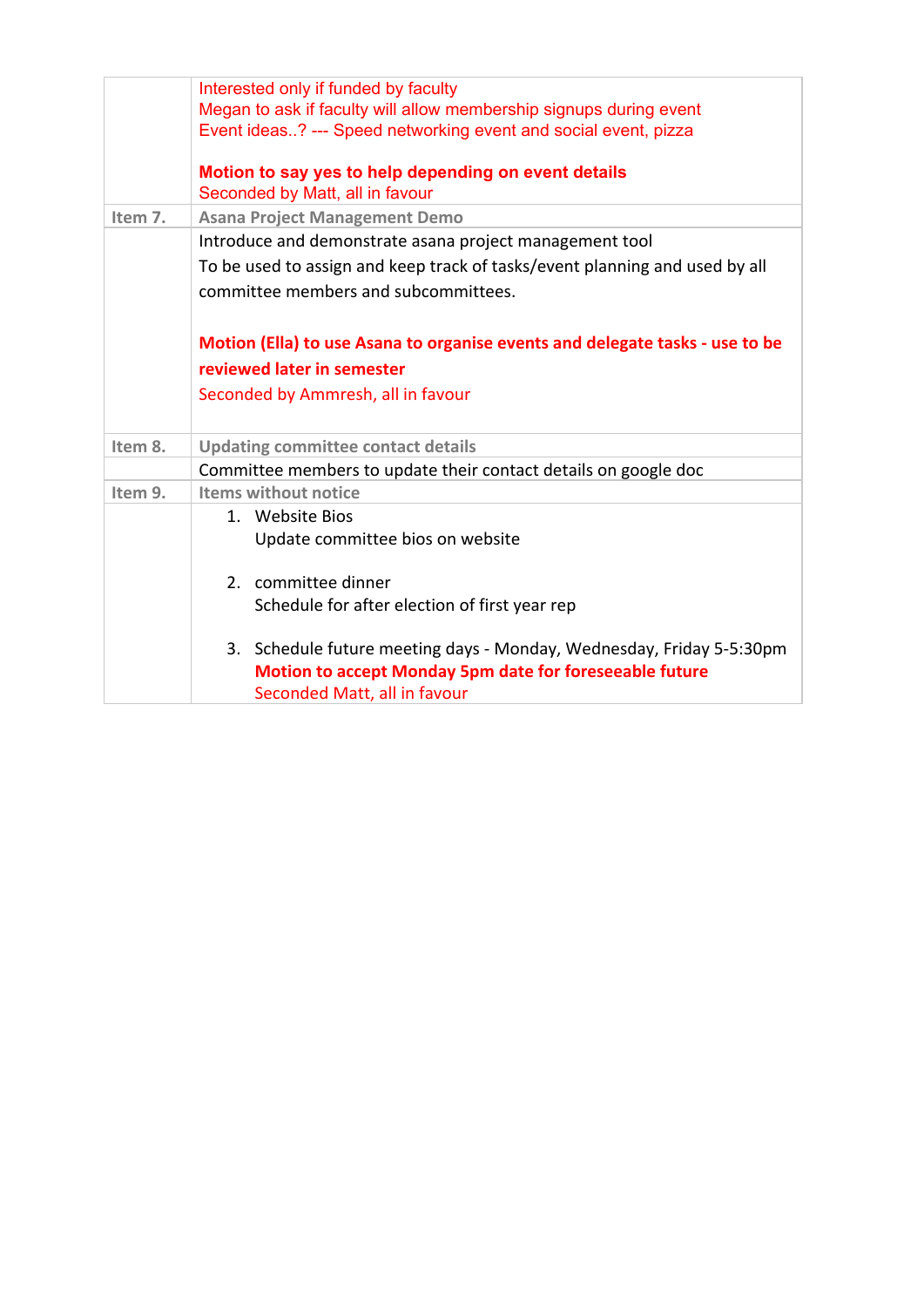| | |
|---|---|
| | Interested only if funded by faculty<br>Megan to ask if faculty will allow membership signups during event<br>Event ideas..? --- Speed networking event and social event, pizza<br><br>**Motion to say yes to help depending on event details**<br>Seconded by Matt, all in favour |
| **Item 7.** | **Asana Project Management Demo** |
| | Introduce and demonstrate asana project management tool<br>To be used to assign and keep track of tasks/event planning and used by all committee members and subcommittees.<br><br>**Motion (Ella) to use Asana to organise events and delegate tasks - use to be reviewed later in semester**<br>Seconded by Ammresh, all in favour |
| **Item 8.** | **Updating committee contact details** |
| | Committee members to update their contact details on google doc |
| **Item 9.** | **Items without notice** |
| | 1. Website Bios<br>Update committee bios on website<br><br>2. committee dinner<br>Schedule for after election of first year rep<br><br>3. Schedule future meeting days - Monday, Wednesday, Friday 5-5:30pm<br>**Motion to accept Monday 5pm date for foreseeable future**<br>Seconded Matt, all in favour |